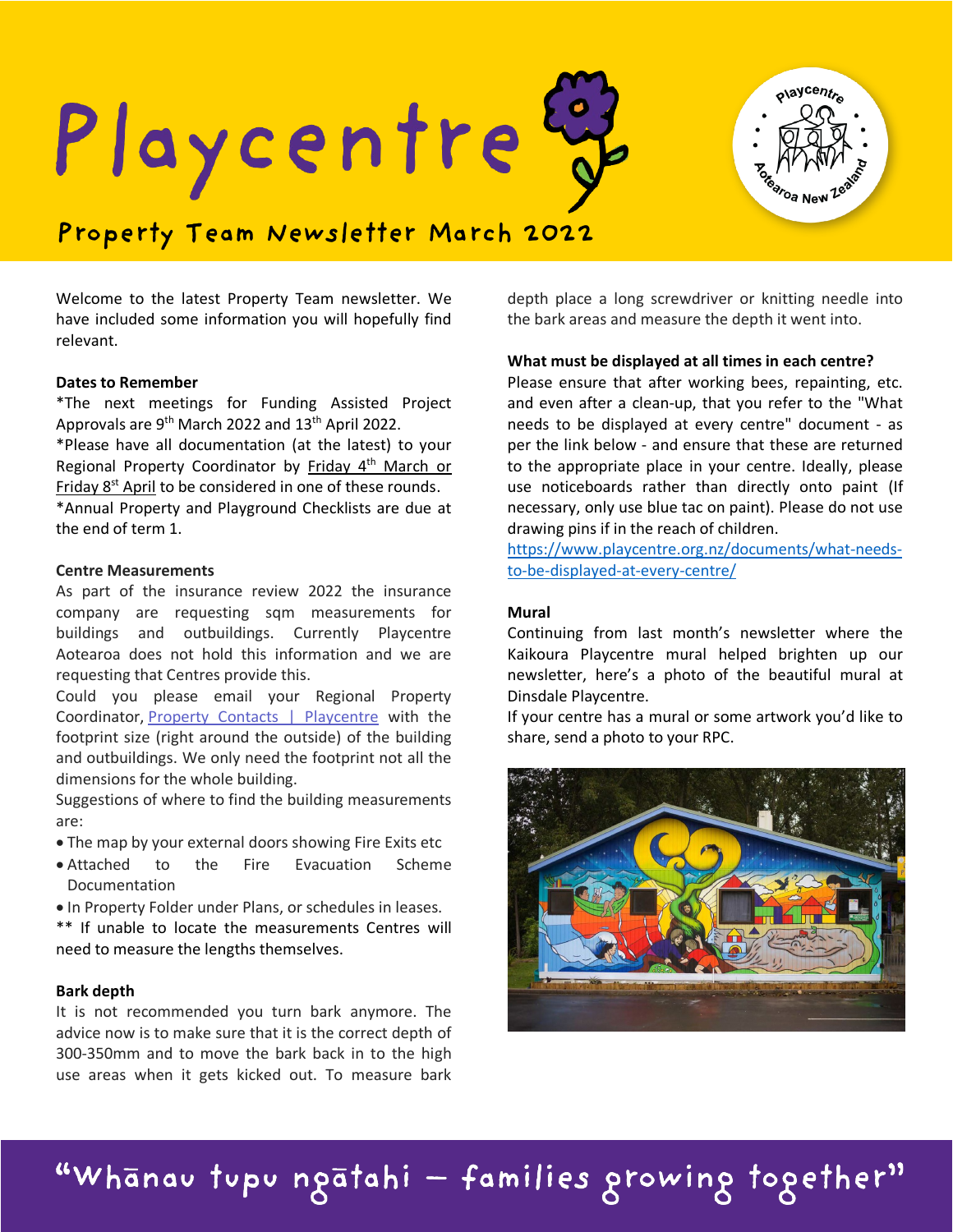# Playcentre

## Property Team Newsletter March 2022

Welcome to the latest Property Team newsletter. We have included some information you will hopefully find relevant.

**Dates to Remember**

*The next meetings for Funding Assisted Project Approvals are 9th March 2022 and 13th April 2022.

*Please have all documentation (at the latest) to your Regional Property Coordinator by Friday 4th March or Friday 8st April to be considered in one of these rounds.

*Annual Property and Playground Checklists are due at the end of term 1.

**Centre Measurements**

As part of the insurance review 2022 the insurance company are requesting sqm measurements for buildings and outbuildings. Currently Playcentre Aotearoa does not hold this information and we are requesting that Centres provide this.

Could you please email your Regional Property Coordinator, [Property Contacts | Playcentre] with the footprint size (right around the outside) of the building and outbuildings. We only need the footprint not all the dimensions for the whole building.

Suggestions of where to find the building measurements are:

- The map by your external doors showing Fire Exits etc
- Attached to the Fire Evacuation Scheme Documentation
- In Property Folder under Plans, or schedules in leases.

** If unable to locate the measurements Centres will need to measure the lengths themselves.

**Bark depth**

It is not recommended you turn bark anymore. The advice now is to make sure that it is the correct depth of 300-350mm and to move the bark back in to the high use areas when it gets kicked out. To measure bark depth place a long screwdriver or knitting needle into the bark areas and measure the depth it went into.

**What must be displayed at all times in each centre?**

Please ensure that after working bees, repainting, etc. and even after a clean-up, that you refer to the "What needs to be displayed at every centre" document - as per the link below - and ensure that these are returned to the appropriate place in your centre. Ideally, please use noticeboards rather than directly onto paint (If necessary, only use blue tac on paint). Please do not use drawing pins if in the reach of children.

https://www.playcentre.org.nz/documents/what-needs-to-be-displayed-at-every-centre/

**Mural**

Continuing from last month's newsletter where the Kaikoura Playcentre mural helped brighten up our newsletter, here's a photo of the beautiful mural at Dinsdale Playcentre.

If your centre has a mural or some artwork you'd like to share, send a photo to your RPC.

"Whānau tupu ngātahi – families growing together"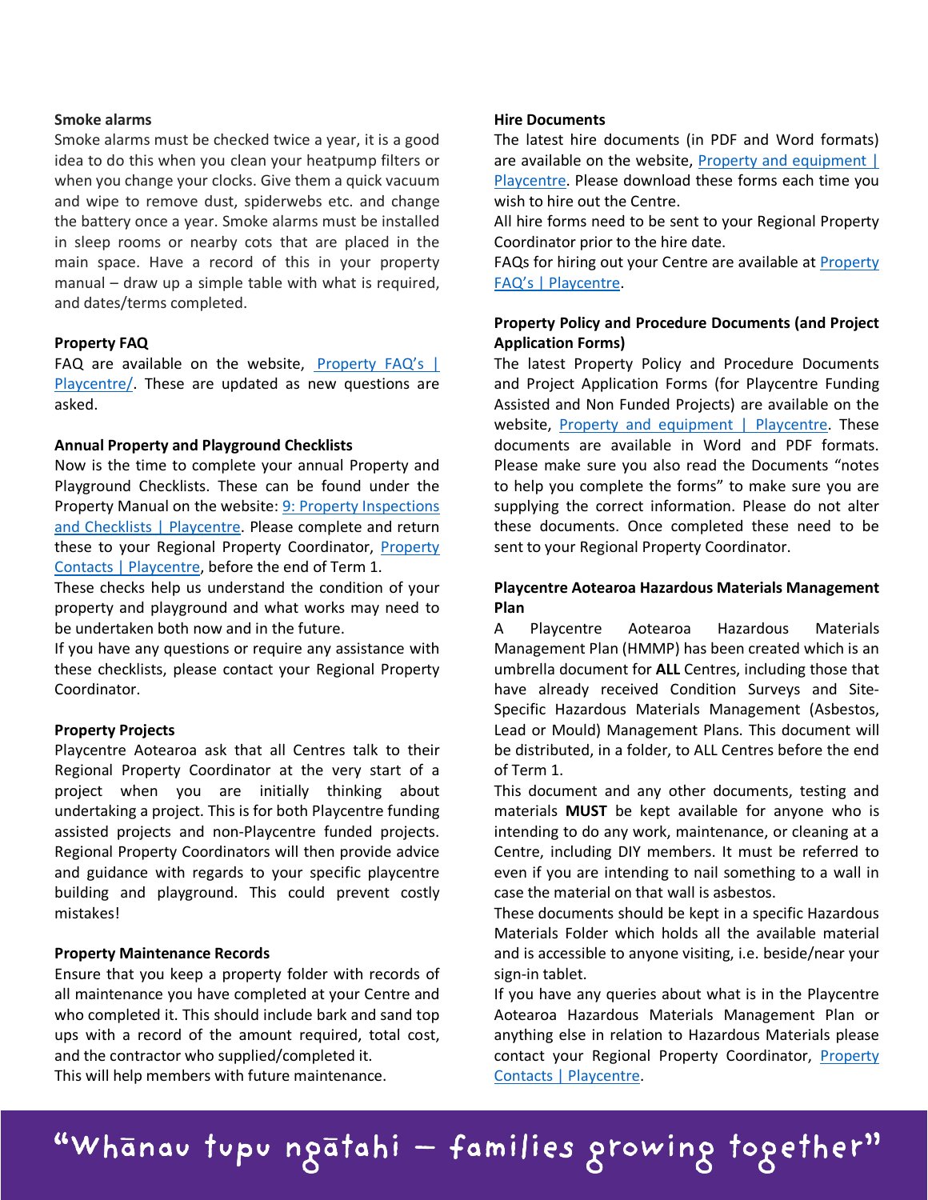**Smoke alarms**

Smoke alarms must be checked twice a year, it is a good idea to do this when you clean your heatpump filters or when you change your clocks. Give them a quick vacuum and wipe to remove dust, spiderwebs etc. and change the battery once a year. Smoke alarms must be installed in sleep rooms or nearby cots that are placed in the main space. Have a record of this in your property manual – draw up a simple table with what is required, and dates/terms completed.

**Property FAQ**

FAQ are available on the website, [Property FAQ's | Playcentre/](). These are updated as new questions are asked.

**Annual Property and Playground Checklists**

Now is the time to complete your annual Property and Playground Checklists. These can be found under the Property Manual on the website: [9: Property Inspections and Checklists | Playcentre](). Please complete and return these to your Regional Property Coordinator, [Property Contacts | Playcentre](), before the end of Term 1.

These checks help us understand the condition of your property and playground and what works may need to be undertaken both now and in the future.

If you have any questions or require any assistance with these checklists, please contact your Regional Property Coordinator.

**Property Projects**

Playcentre Aotearoa ask that all Centres talk to their Regional Property Coordinator at the very start of a project when you are initially thinking about undertaking a project. This is for both Playcentre funding assisted projects and non-Playcentre funded projects. Regional Property Coordinators will then provide advice and guidance with regards to your specific playcentre building and playground. This could prevent costly mistakes!

**Property Maintenance Records**

Ensure that you keep a property folder with records of all maintenance you have completed at your Centre and who completed it. This should include bark and sand top ups with a record of the amount required, total cost, and the contractor who supplied/completed it.

This will help members with future maintenance.

**Hire Documents**

The latest hire documents (in PDF and Word formats) are available on the website, [Property and equipment | Playcentre](). Please download these forms each time you wish to hire out the Centre.

All hire forms need to be sent to your Regional Property Coordinator prior to the hire date.

FAQs for hiring out your Centre are available at [Property FAQ's | Playcentre]().

**Property Policy and Procedure Documents (and Project Application Forms)**

The latest Property Policy and Procedure Documents and Project Application Forms (for Playcentre Funding Assisted and Non Funded Projects) are available on the website, [Property and equipment | Playcentre](). These documents are available in Word and PDF formats. Please make sure you also read the Documents "notes to help you complete the forms" to make sure you are supplying the correct information. Please do not alter these documents. Once completed these need to be sent to your Regional Property Coordinator.

**Playcentre Aotearoa Hazardous Materials Management Plan**

A Playcentre Aotearoa Hazardous Materials Management Plan (HMMP) has been created which is an umbrella document for **ALL** Centres, including those that have already received Condition Surveys and Site-Specific Hazardous Materials Management (Asbestos, Lead or Mould) Management Plans. This document will be distributed, in a folder, to ALL Centres before the end of Term 1.

This document and any other documents, testing and materials **MUST** be kept available for anyone who is intending to do any work, maintenance, or cleaning at a Centre, including DIY members. It must be referred to even if you are intending to nail something to a wall in case the material on that wall is asbestos.

These documents should be kept in a specific Hazardous Materials Folder which holds all the available material and is accessible to anyone visiting, i.e. beside/near your sign-in tablet.

If you have any queries about what is in the Playcentre Aotearoa Hazardous Materials Management Plan or anything else in relation to Hazardous Materials please contact your Regional Property Coordinator, [Property Contacts | Playcentre]().

"Whānau tupu ngātahi – families growing together"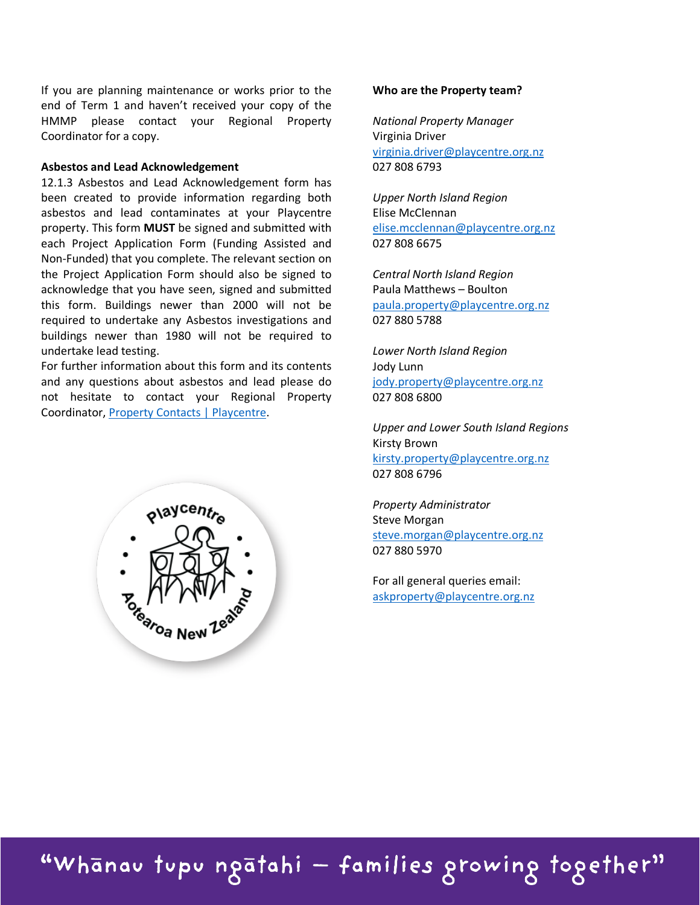If you are planning maintenance or works prior to the end of Term 1 and haven't received your copy of the HMMP please contact your Regional Property Coordinator for a copy.

**Asbestos and Lead Acknowledgement**

12.1.3 Asbestos and Lead Acknowledgement form has been created to provide information regarding both asbestos and lead contaminates at your Playcentre property. This form **MUST** be signed and submitted with each Project Application Form (Funding Assisted and Non-Funded) that you complete. The relevant section on the Project Application Form should also be signed to acknowledge that you have seen, signed and submitted this form. Buildings newer than 2000 will not be required to undertake any Asbestos investigations and buildings newer than 1980 will not be required to undertake lead testing.

For further information about this form and its contents and any questions about asbestos and lead please do not hesitate to contact your Regional Property Coordinator, [Property Contacts | Playcentre](#).

**Who are the Property team?**

*National Property Manager*
Virginia Driver
virginia.driver@playcentre.org.nz
027 808 6793

*Upper North Island Region*
Elise McClennan
elise.mcclennan@playcentre.org.nz
027 808 6675

*Central North Island Region*
Paula Matthews – Boulton
paula.property@playcentre.org.nz
027 880 5788

*Lower North Island Region*
Jody Lunn
jody.property@playcentre.org.nz
027 808 6800

*Upper and Lower South Island Regions*
Kirsty Brown
kirsty.property@playcentre.org.nz
027 808 6796

*Property Administrator*
Steve Morgan
steve.morgan@playcentre.org.nz
027 880 5970

For all general queries email:
askproperty@playcentre.org.nz

Playcentre Aotearoa New Zealand

"Whānau tupu ngātahi – families growing together"